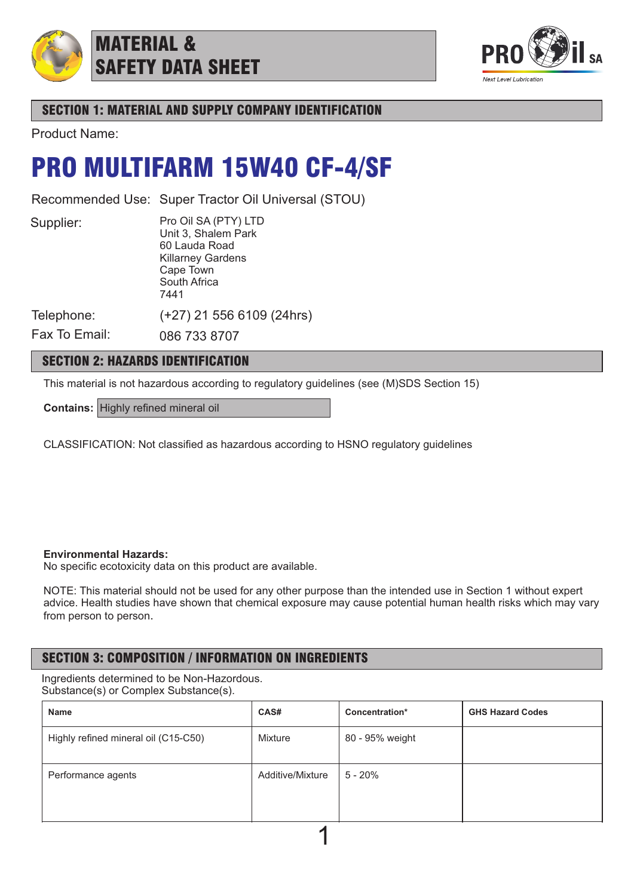# MATERIAL & SAFETY DATA SHEET

## SECTION 1: MATERIAL AND SUPPLY COMPANY IDENTIFICATION

Product Name:

# PRO MULTIFARM 15W40 CF-4/SF

Recommended Use: Super Tractor Oil Universal (STOU)

Supplier:
Pro Oil SA (PTY) LTD
Unit 3, Shalem Park
60 Lauda Road
Killarney Gardens
Cape Town
South Africa
7441

Telephone: (+27) 21 556 6109 (24hrs)

Fax To Email: 086 733 8707

## SECTION 2: HAZARDS IDENTIFICATION

This material is not hazardous according to regulatory guidelines (see (M)SDS Section 15)

**Contains:** Highly refined mineral oil

CLASSIFICATION: Not classified as hazardous according to HSNO regulatory guidelines

**Environmental Hazards:**
No specific ecotoxicity data on this product are available.

NOTE: This material should not be used for any other purpose than the intended use in Section 1 without expert advice. Health studies have shown that chemical exposure may cause potential human health risks which may vary from person to person.

## SECTION 3: COMPOSITION / INFORMATION ON INGREDIENTS

Ingredients determined to be Non-Hazordous.
Substance(s) or Complex Substance(s).

| Name | CAS# | Concentration* | GHS Hazard Codes |
|---|---|---|---|
| Highly refined mineral oil (C15-C50) | Mixture | 80 - 95% weight | |
| Performance agents | Additive/Mixture | 5 - 20% | |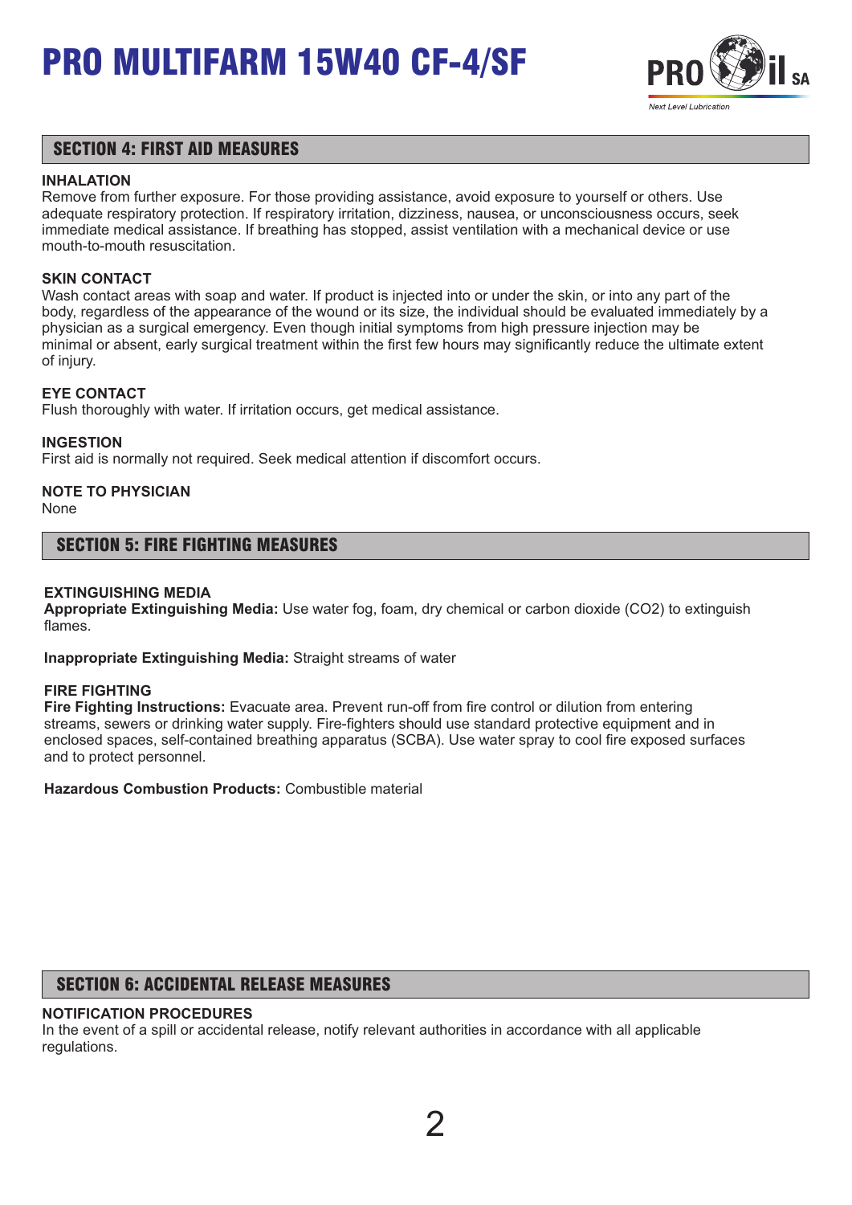## SECTION 4: FIRST AID MEASURES

**INHALATION**
Remove from further exposure. For those providing assistance, avoid exposure to yourself or others. Use adequate respiratory protection. If respiratory irritation, dizziness, nausea, or unconsciousness occurs, seek immediate medical assistance. If breathing has stopped, assist ventilation with a mechanical device or use mouth-to-mouth resuscitation.

**SKIN CONTACT**
Wash contact areas with soap and water. If product is injected into or under the skin, or into any part of the body, regardless of the appearance of the wound or its size, the individual should be evaluated immediately by a physician as a surgical emergency. Even though initial symptoms from high pressure injection may be minimal or absent, early surgical treatment within the first few hours may significantly reduce the ultimate extent of injury.

**EYE CONTACT**
Flush thoroughly with water. If irritation occurs, get medical assistance.

**INGESTION**
First aid is normally not required. Seek medical attention if discomfort occurs.

**NOTE TO PHYSICIAN**
None

## SECTION 5: FIRE FIGHTING MEASURES

**EXTINGUISHING MEDIA**
**Appropriate Extinguishing Media:** Use water fog, foam, dry chemical or carbon dioxide ($CO_2$) to extinguish flames.

**Inappropriate Extinguishing Media:** Straight streams of water

**FIRE FIGHTING**
**Fire Fighting Instructions:** Evacuate area. Prevent run-off from fire control or dilution from entering streams, sewers or drinking water supply. Fire-fighters should use standard protective equipment and in enclosed spaces, self-contained breathing apparatus (SCBA). Use water spray to cool fire exposed surfaces and to protect personnel.

**Hazardous Combustion Products:** Combustible material

## SECTION 6: ACCIDENTAL RELEASE MEASURES

**NOTIFICATION PROCEDURES**
In the event of a spill or accidental release, notify relevant authorities in accordance with all applicable regulations.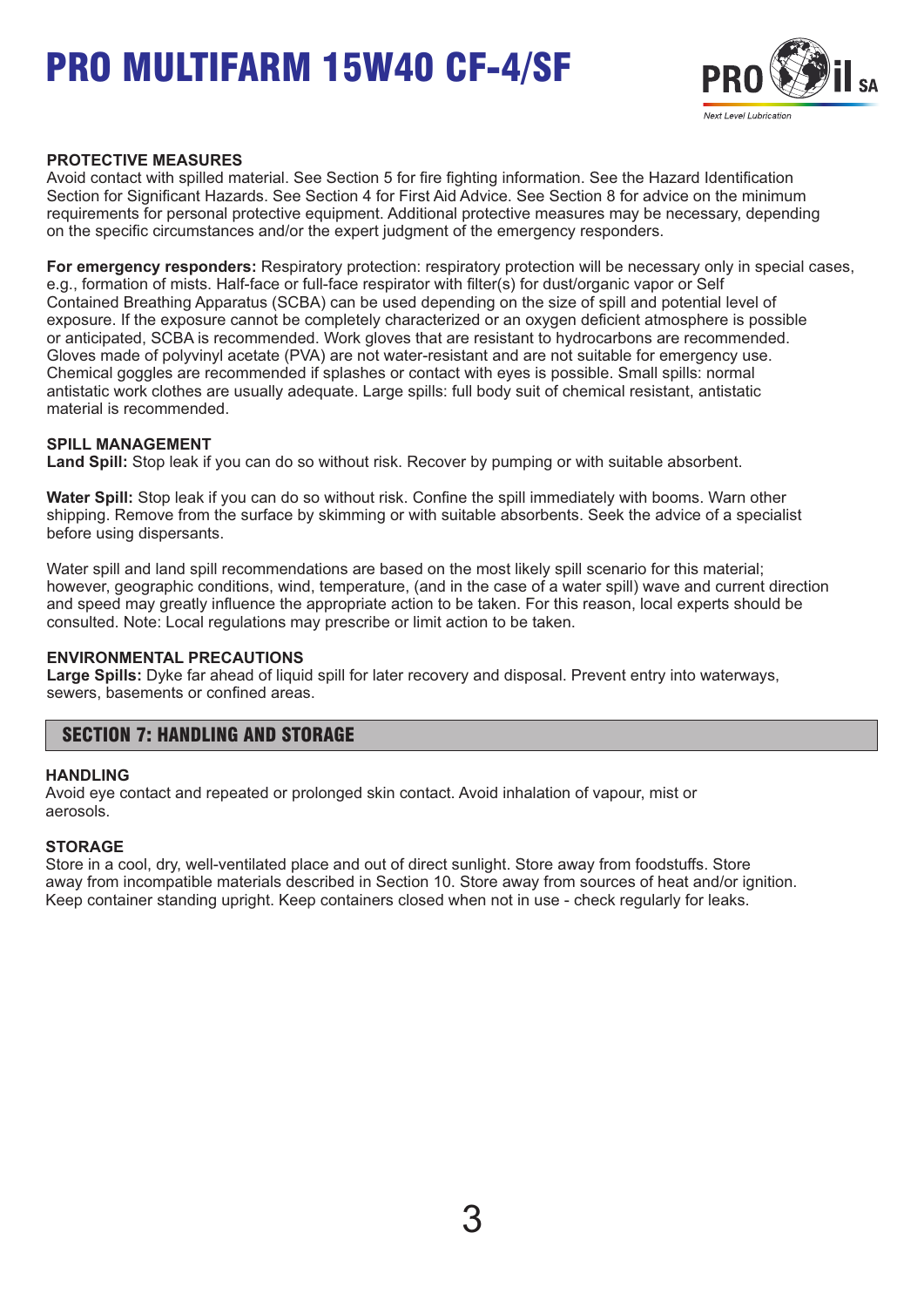**PROTECTIVE MEASURES**

Avoid contact with spilled material. See Section 5 for fire fighting information. See the Hazard Identification Section for Significant Hazards. See Section 4 for First Aid Advice. See Section 8 for advice on the minimum requirements for personal protective equipment. Additional protective measures may be necessary, depending on the specific circumstances and/or the expert judgment of the emergency responders.

**For emergency responders:** Respiratory protection: respiratory protection will be necessary only in special cases, e.g., formation of mists. Half-face or full-face respirator with filter(s) for dust/organic vapor or Self Contained Breathing Apparatus (SCBA) can be used depending on the size of spill and potential level of exposure. If the exposure cannot be completely characterized or an oxygen deficient atmosphere is possible or anticipated, SCBA is recommended. Work gloves that are resistant to hydrocarbons are recommended. Gloves made of polyvinyl acetate (PVA) are not water-resistant and are not suitable for emergency use. Chemical goggles are recommended if splashes or contact with eyes is possible. Small spills: normal antistatic work clothes are usually adequate. Large spills: full body suit of chemical resistant, antistatic material is recommended.

**SPILL MANAGEMENT**

**Land Spill:** Stop leak if you can do so without risk. Recover by pumping or with suitable absorbent.

**Water Spill:** Stop leak if you can do so without risk. Confine the spill immediately with booms. Warn other shipping. Remove from the surface by skimming or with suitable absorbents. Seek the advice of a specialist before using dispersants.

Water spill and land spill recommendations are based on the most likely spill scenario for this material; however, geographic conditions, wind, temperature, (and in the case of a water spill) wave and current direction and speed may greatly influence the appropriate action to be taken. For this reason, local experts should be consulted. Note: Local regulations may prescribe or limit action to be taken.

**ENVIRONMENTAL PRECAUTIONS**

**Large Spills:** Dyke far ahead of liquid spill for later recovery and disposal. Prevent entry into waterways, sewers, basements or confined areas.

## SECTION 7: HANDLING AND STORAGE

**HANDLING**

Avoid eye contact and repeated or prolonged skin contact. Avoid inhalation of vapour, mist or aerosols.

**STORAGE**

Store in a cool, dry, well-ventilated place and out of direct sunlight. Store away from foodstuffs. Store away from incompatible materials described in Section 10. Store away from sources of heat and/or ignition. Keep container standing upright. Keep containers closed when not in use - check regularly for leaks.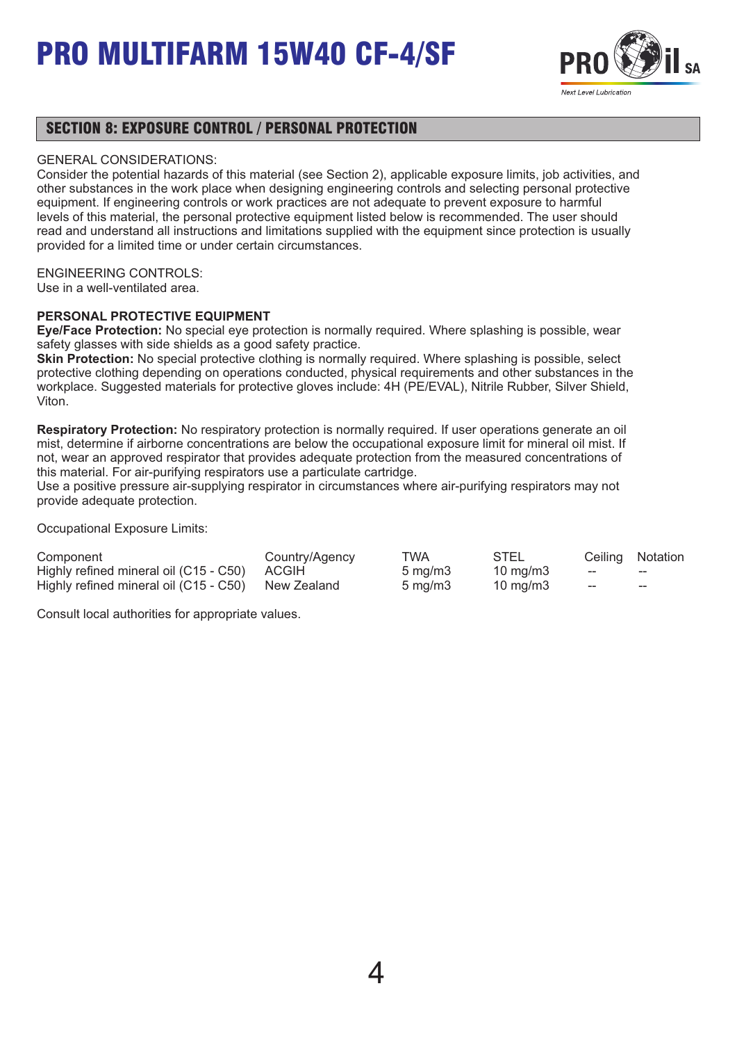# PRO MULTIFARM 15W40 CF-4/SF

## SECTION 8: EXPOSURE CONTROL / PERSONAL PROTECTION

GENERAL CONSIDERATIONS:
Consider the potential hazards of this material (see Section 2), applicable exposure limits, job activities, and other substances in the work place when designing engineering controls and selecting personal protective equipment. If engineering controls or work practices are not adequate to prevent exposure to harmful levels of this material, the personal protective equipment listed below is recommended. The user should read and understand all instructions and limitations supplied with the equipment since protection is usually provided for a limited time or under certain circumstances.

ENGINEERING CONTROLS:
Use in a well-ventilated area.

**PERSONAL PROTECTIVE EQUIPMENT**
**Eye/Face Protection:** No special eye protection is normally required. Where splashing is possible, wear safety glasses with side shields as a good safety practice.
**Skin Protection:** No special protective clothing is normally required. Where splashing is possible, select protective clothing depending on operations conducted, physical requirements and other substances in the workplace. Suggested materials for protective gloves include: 4H (PE/EVAL), Nitrile Rubber, Silver Shield, Viton.

**Respiratory Protection:** No respiratory protection is normally required. If user operations generate an oil mist, determine if airborne concentrations are below the occupational exposure limit for mineral oil mist. If not, wear an approved respirator that provides adequate protection from the measured concentrations of this material. For air-purifying respirators use a particulate cartridge.
Use a positive pressure air-supplying respirator in circumstances where air-purifying respirators may not provide adequate protection.

Occupational Exposure Limits:

| Component | Country/Agency | TWA | STEL | Ceiling | Notation |
|---|---|---|---|---|---|
| Highly refined mineral oil (C15 - C50) | ACGIH | 5 mg/m3 | 10 mg/m3 | -- | -- |
| Highly refined mineral oil (C15 - C50) | New Zealand | 5 mg/m3 | 10 mg/m3 | -- | -- |

Consult local authorities for appropriate values.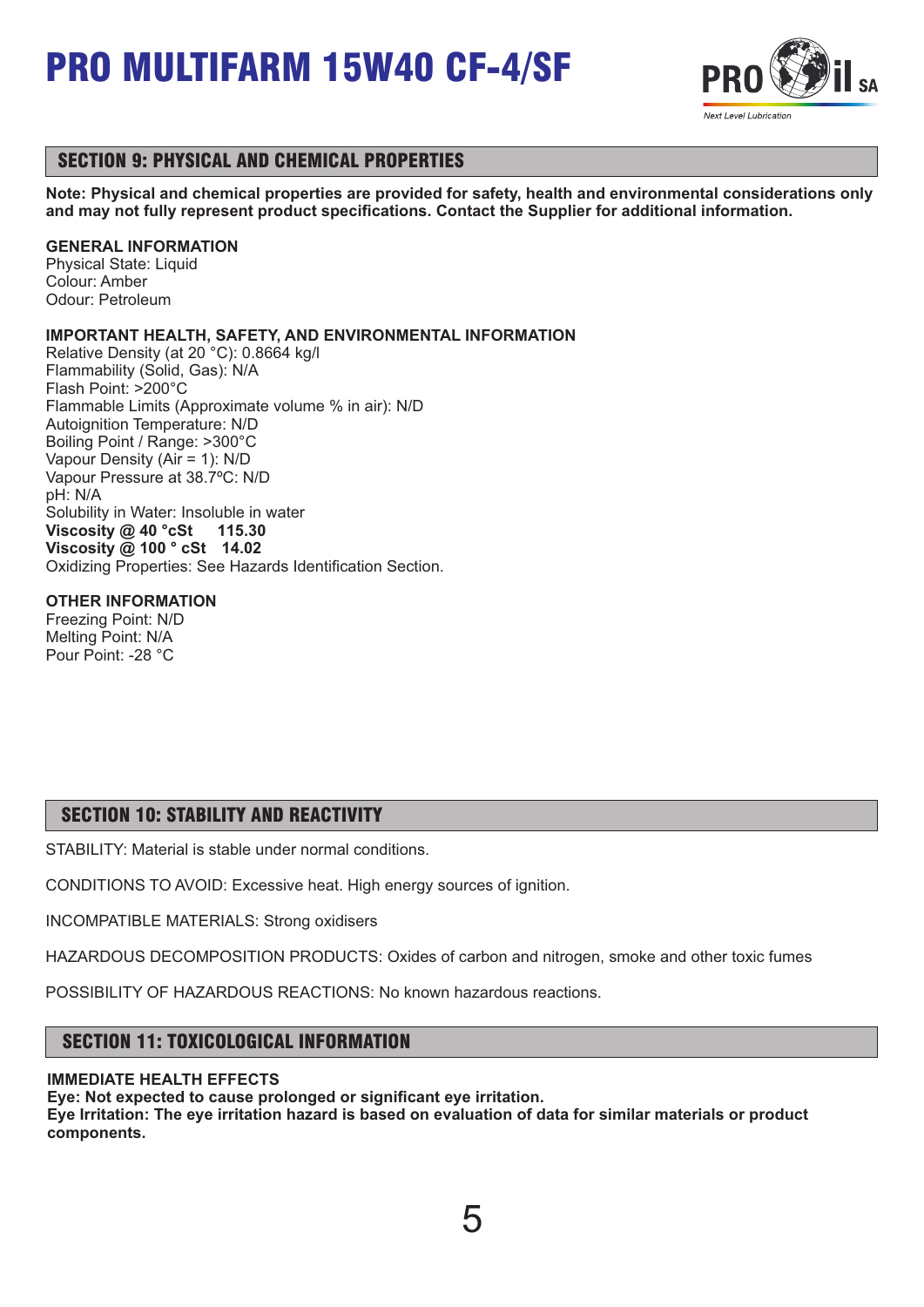# PRO MULTIFARM 15W40 CF-4/SF

## SECTION 9: PHYSICAL AND CHEMICAL PROPERTIES

**Note: Physical and chemical properties are provided for safety, health and environmental considerations only and may not fully represent product specifications. Contact the Supplier for additional information.**

**GENERAL INFORMATION**
Physical State: Liquid
Colour: Amber
Odour: Petroleum

**IMPORTANT HEALTH, SAFETY, AND ENVIRONMENTAL INFORMATION**
Relative Density (at 20 °C): 0.8664 kg/l
Flammability (Solid, Gas): N/A
Flash Point: >200°C
Flammable Limits (Approximate volume % in air): N/D
Autoignition Temperature: N/D
Boiling Point / Range: >300°C
Vapour Density (Air = 1): N/D
Vapour Pressure at 38.7ºC: N/D
pH: N/A
Solubility in Water: Insoluble in water
**Viscosity @ 40 °cSt 115.30**
**Viscosity @ 100 ° cSt 14.02**
Oxidizing Properties: See Hazards Identification Section.

**OTHER INFORMATION**
Freezing Point: N/D
Melting Point: N/A
Pour Point: -28 °C

## SECTION 10: STABILITY AND REACTIVITY

STABILITY: Material is stable under normal conditions.

CONDITIONS TO AVOID: Excessive heat. High energy sources of ignition.

INCOMPATIBLE MATERIALS: Strong oxidisers

HAZARDOUS DECOMPOSITION PRODUCTS: Oxides of carbon and nitrogen, smoke and other toxic fumes

POSSIBILITY OF HAZARDOUS REACTIONS: No known hazardous reactions.

## SECTION 11: TOXICOLOGICAL INFORMATION

**IMMEDIATE HEALTH EFFECTS**
**Eye: Not expected to cause prolonged or significant eye irritation.**
**Eye Irritation: The eye irritation hazard is based on evaluation of data for similar materials or product components.**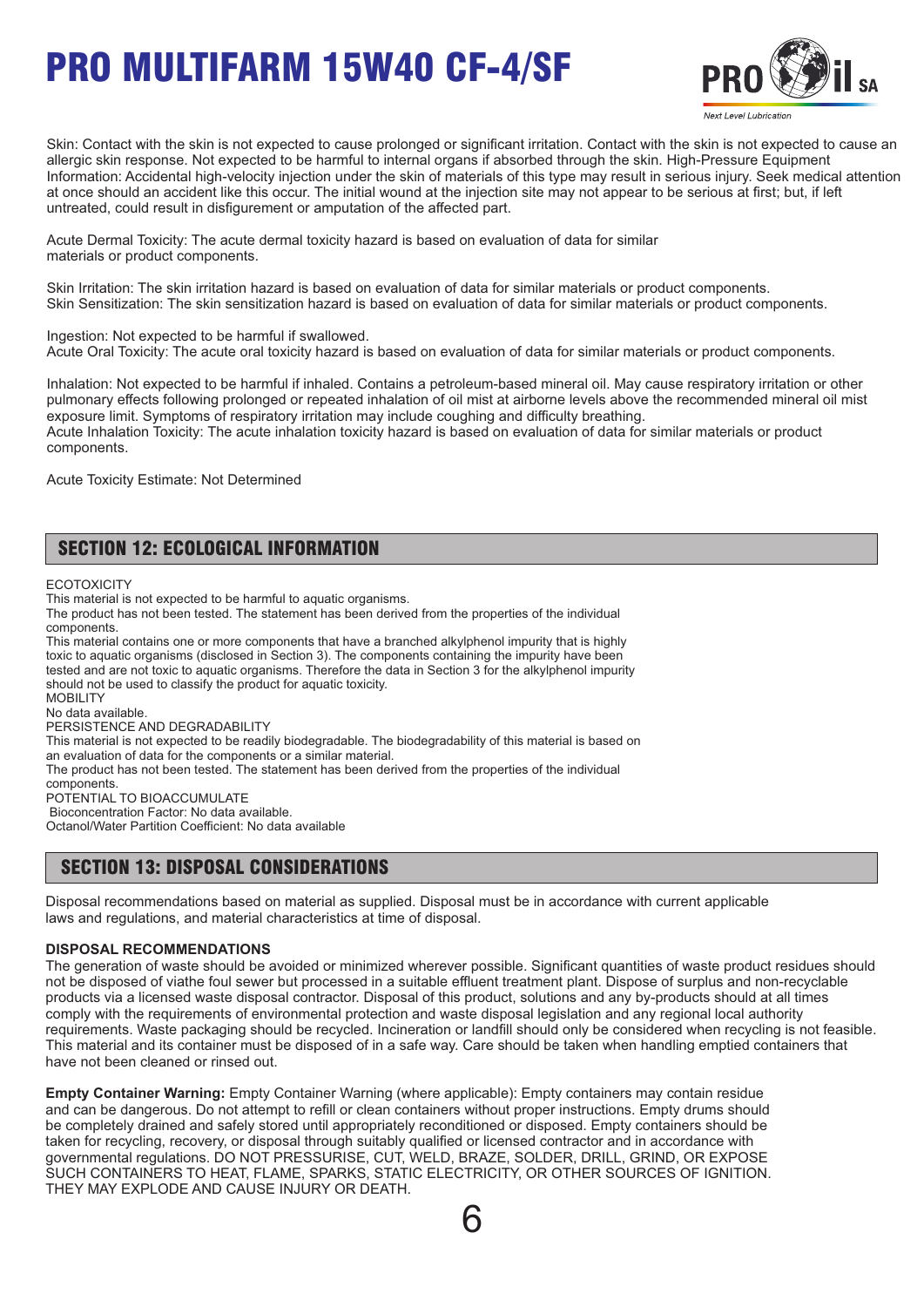Skin: Contact with the skin is not expected to cause prolonged or significant irritation. Contact with the skin is not expected to cause an allergic skin response. Not expected to be harmful to internal organs if absorbed through the skin. High-Pressure Equipment Information: Accidental high-velocity injection under the skin of materials of this type may result in serious injury. Seek medical attention at once should an accident like this occur. The initial wound at the injection site may not appear to be serious at first; but, if left untreated, could result in disfigurement or amputation of the affected part.

Acute Dermal Toxicity: The acute dermal toxicity hazard is based on evaluation of data for similar materials or product components.

Skin Irritation: The skin irritation hazard is based on evaluation of data for similar materials or product components.
Skin Sensitization: The skin sensitization hazard is based on evaluation of data for similar materials or product components.

Ingestion: Not expected to be harmful if swallowed.
Acute Oral Toxicity: The acute oral toxicity hazard is based on evaluation of data for similar materials or product components.

Inhalation: Not expected to be harmful if inhaled. Contains a petroleum-based mineral oil. May cause respiratory irritation or other pulmonary effects following prolonged or repeated inhalation of oil mist at airborne levels above the recommended mineral oil mist exposure limit. Symptoms of respiratory irritation may include coughing and difficulty breathing.
Acute Inhalation Toxicity: The acute inhalation toxicity hazard is based on evaluation of data for similar materials or product components.

Acute Toxicity Estimate: Not Determined

## SECTION 12: ECOLOGICAL INFORMATION

ECOTOXICITY
This material is not expected to be harmful to aquatic organisms.
The product has not been tested. The statement has been derived from the properties of the individual components.
This material contains one or more components that have a branched alkylphenol impurity that is highly toxic to aquatic organisms (disclosed in Section 3). The components containing the impurity have been tested and are not toxic to aquatic organisms. Therefore the data in Section 3 for the alkylphenol impurity should not be used to classify the product for aquatic toxicity.
MOBILITY
No data available.
PERSISTENCE AND DEGRADABILITY
This material is not expected to be readily biodegradable. The biodegradability of this material is based on an evaluation of data for the components or a similar material.
The product has not been tested. The statement has been derived from the properties of the individual components.
POTENTIAL TO BIOACCUMULATE
Bioconcentration Factor: No data available.
Octanol/Water Partition Coefficient: No data available

## SECTION 13: DISPOSAL CONSIDERATIONS

Disposal recommendations based on material as supplied. Disposal must be in accordance with current applicable laws and regulations, and material characteristics at time of disposal.

**DISPOSAL RECOMMENDATIONS**
The generation of waste should be avoided or minimized wherever possible. Significant quantities of waste product residues should not be disposed of viathe foul sewer but processed in a suitable effluent treatment plant. Dispose of surplus and non-recyclable products via a licensed waste disposal contractor. Disposal of this product, solutions and any by-products should at all times comply with the requirements of environmental protection and waste disposal legislation and any regional local authority requirements. Waste packaging should be recycled. Incineration or landfill should only be considered when recycling is not feasible. This material and its container must be disposed of in a safe way. Care should be taken when handling emptied containers that have not been cleaned or rinsed out.

**Empty Container Warning:** Empty Container Warning (where applicable): Empty containers may contain residue and can be dangerous. Do not attempt to refill or clean containers without proper instructions. Empty drums should be completely drained and safely stored until appropriately reconditioned or disposed. Empty containers should be taken for recycling, recovery, or disposal through suitably qualified or licensed contractor and in accordance with governmental regulations. DO NOT PRESSURISE, CUT, WELD, BRAZE, SOLDER, DRILL, GRIND, OR EXPOSE SUCH CONTAINERS TO HEAT, FLAME, SPARKS, STATIC ELECTRICITY, OR OTHER SOURCES OF IGNITION. THEY MAY EXPLODE AND CAUSE INJURY OR DEATH.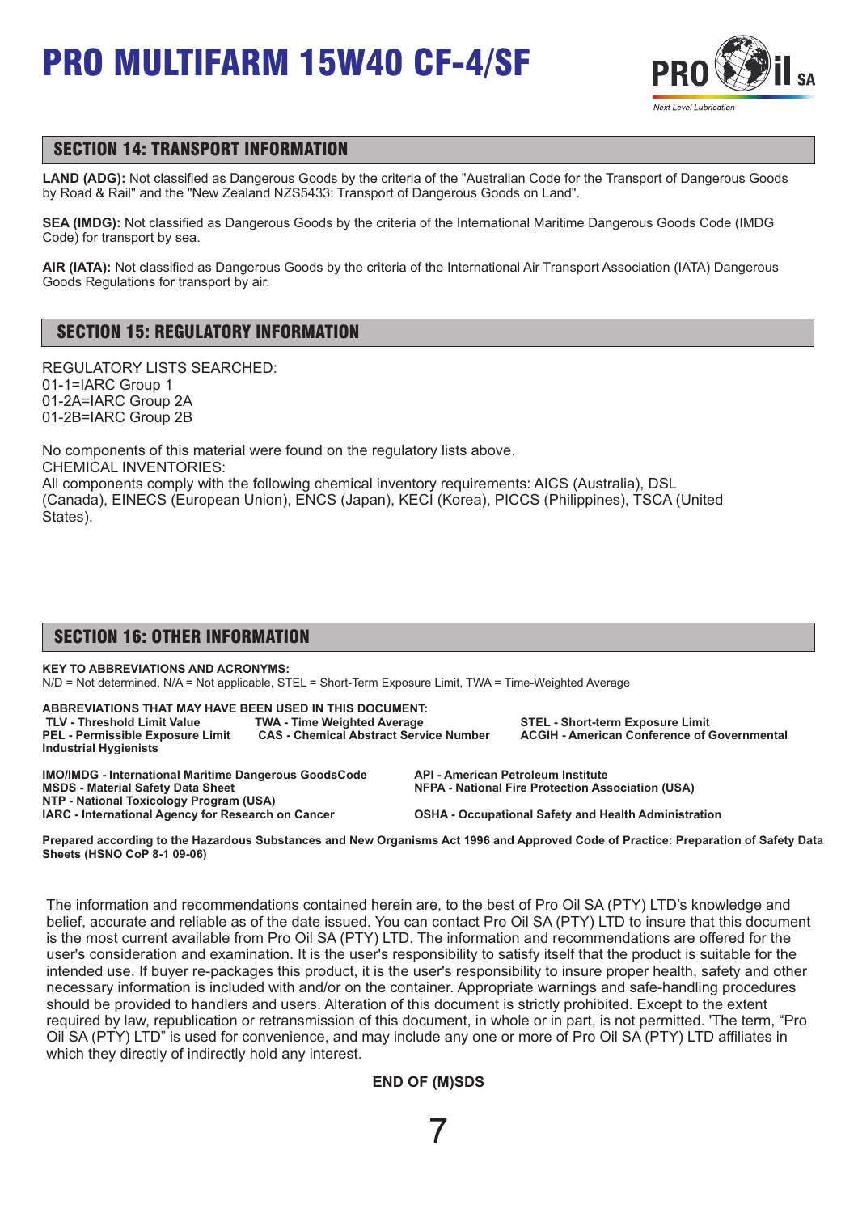# PRO MULTIFARM 15W40 CF-4/SF

## SECTION 14: TRANSPORT INFORMATION

**LAND (ADG):** Not classified as Dangerous Goods by the criteria of the "Australian Code for the Transport of Dangerous Goods by Road & Rail" and the "New Zealand NZS5433: Transport of Dangerous Goods on Land".

**SEA (IMDG):** Not classified as Dangerous Goods by the criteria of the International Maritime Dangerous Goods Code (IMDG Code) for transport by sea.

**AIR (IATA):** Not classified as Dangerous Goods by the criteria of the International Air Transport Association (IATA) Dangerous Goods Regulations for transport by air.

## SECTION 15: REGULATORY INFORMATION

REGULATORY LISTS SEARCHED:
01-1=IARC Group 1
01-2A=IARC Group 2A
01-2B=IARC Group 2B

No components of this material were found on the regulatory lists above.
CHEMICAL INVENTORIES:
All components comply with the following chemical inventory requirements: AICS (Australia), DSL (Canada), EINECS (European Union), ENCS (Japan), KECI (Korea), PICCS (Philippines), TSCA (United States).

## SECTION 16: OTHER INFORMATION

**KEY TO ABBREVIATIONS AND ACRONYMS:**
N/D = Not determined, N/A = Not applicable, STEL = Short-Term Exposure Limit, TWA = Time-Weighted Average

**ABBREVIATIONS THAT MAY HAVE BEEN USED IN THIS DOCUMENT:**

**TLV - Threshold Limit Value**
**TWA - Time Weighted Average**
**STEL - Short-term Exposure Limit**
**PEL - Permissible Exposure Limit**
**CAS - Chemical Abstract Service Number**
**ACGIH - American Conference of Governmental Industrial Hygienists**

**IMO/IMDG - International Maritime Dangerous GoodsCode**
**API - American Petroleum Institute**
**MSDS - Material Safety Data Sheet**
**NFPA - National Fire Protection Association (USA)**
**NTP - National Toxicology Program (USA)**
**IARC - International Agency for Research on Cancer**
**OSHA - Occupational Safety and Health Administration**

**Prepared according to the Hazardous Substances and New Organisms Act 1996 and Approved Code of Practice: Preparation of Safety Data Sheets (HSNO CoP 8-1 09-06)**

The information and recommendations contained herein are, to the best of Pro Oil SA (PTY) LTD's knowledge and belief, accurate and reliable as of the date issued. You can contact Pro Oil SA (PTY) LTD to insure that this document is the most current available from Pro Oil SA (PTY) LTD. The information and recommendations are offered for the user's consideration and examination. It is the user's responsibility to satisfy itself that the product is suitable for the intended use. If buyer re-packages this product, it is the user's responsibility to insure proper health, safety and other necessary information is included with and/or on the container. Appropriate warnings and safe-handling procedures should be provided to handlers and users. Alteration of this document is strictly prohibited. Except to the extent required by law, republication or retransmission of this document, in whole or in part, is not permitted. 'The term, "Pro Oil SA (PTY) LTD" is used for convenience, and may include any one or more of Pro Oil SA (PTY) LTD affiliates in which they directly of indirectly hold any interest.

**END OF (M)SDS**